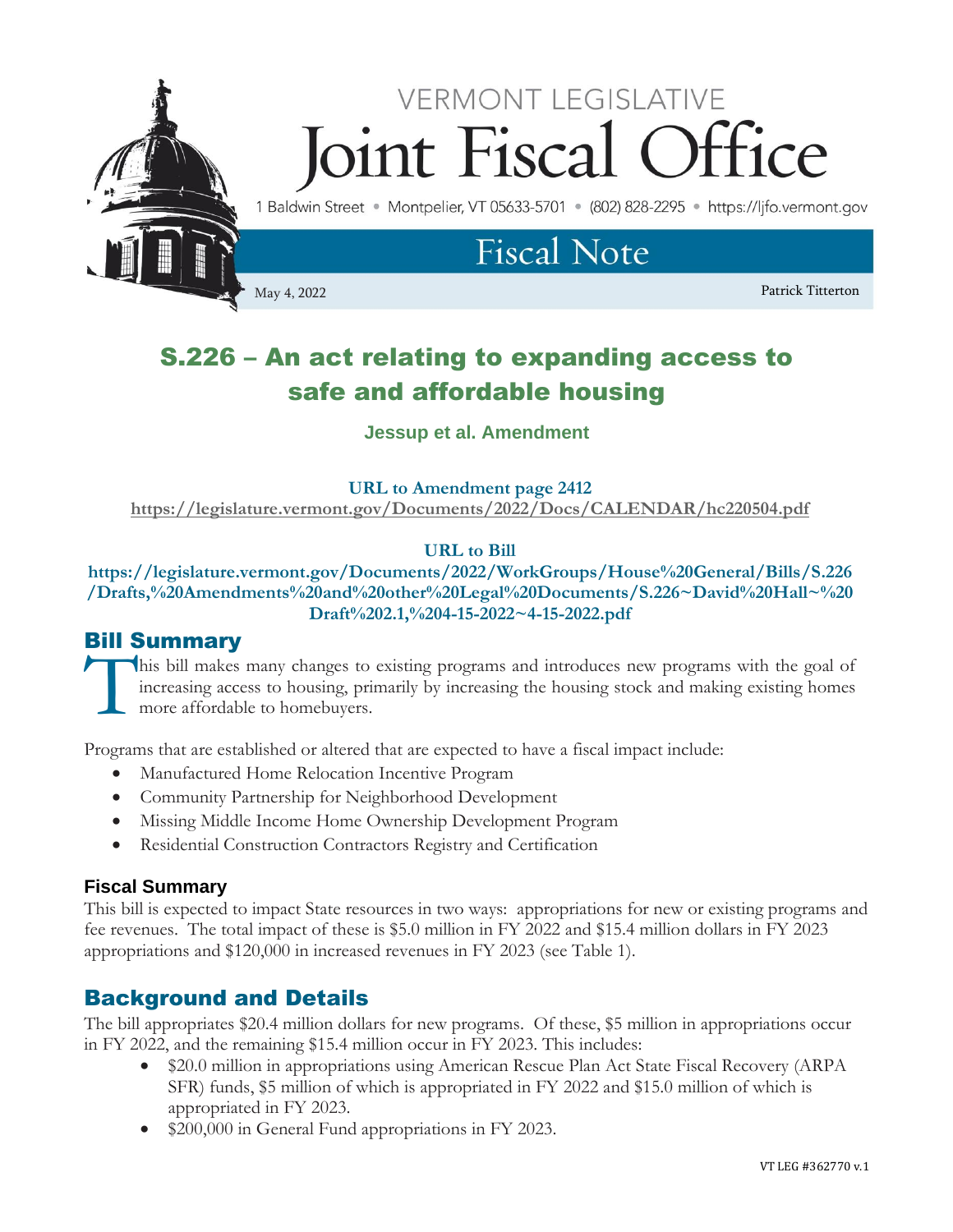VERMONT LEGISLATIVE

# Joint Fiscal Office

1 Baldwin Street • Montpelier, VT 05633-5701 • (802) 828-2295 • https://ljfo.vermont.gov

## Fiscal Note

May 4, 2022 Patrick Titterton

# S.226 – An act relating to expanding access to safe and affordable housing

**Jessup et al. Amendment**

**URL to Amendment page 2412**
**https://legislature.vermont.gov/Documents/2022/Docs/CALENDAR/hc220504.pdf**

**URL to Bill**
**https://legislature.vermont.gov/Documents/2022/WorkGroups/House%20General/Bills/S.226/Drafts,%20Amendments%20and%20other%20Legal%20Documents/S.226~David%20Hall~%20Draft%202.1,%204-15-2022~4-15-2022.pdf**

## Bill Summary

This bill makes many changes to existing programs and introduces new programs with the goal of increasing access to housing, primarily by increasing the housing stock and making existing homes more affordable to homebuyers.

Programs that are established or altered that are expected to have a fiscal impact include:

- Manufactured Home Relocation Incentive Program
- Community Partnership for Neighborhood Development
- Missing Middle Income Home Ownership Development Program
- Residential Construction Contractors Registry and Certification

### Fiscal Summary

This bill is expected to impact State resources in two ways: appropriations for new or existing programs and fee revenues. The total impact of these is $5.0 million in FY 2022 and $15.4 million dollars in FY 2023 appropriations and $120,000 in increased revenues in FY 2023 (see Table 1).

## Background and Details

The bill appropriates $20.4 million dollars for new programs. Of these, $5 million in appropriations occur in FY 2022, and the remaining $15.4 million occur in FY 2023. This includes:

- $20.0 million in appropriations using American Rescue Plan Act State Fiscal Recovery (ARPA SFR) funds, $5 million of which is appropriated in FY 2022 and $15.0 million of which is appropriated in FY 2023.
- $200,000 in General Fund appropriations in FY 2023.

VT LEG #362770 v.1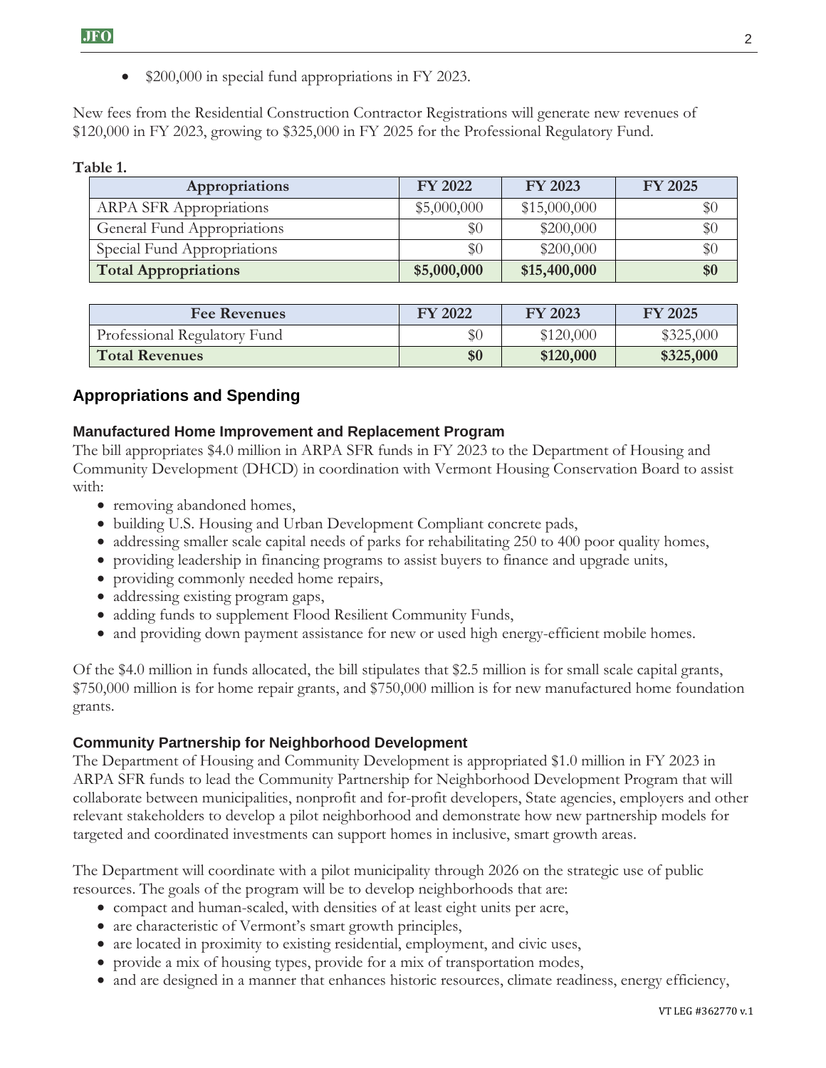- $200,000 in special fund appropriations in FY 2023.

New fees from the Residential Construction Contractor Registrations will generate new revenues of $120,000 in FY 2023, growing to $325,000 in FY 2025 for the Professional Regulatory Fund.

**Table 1.**

| Appropriations | FY 2022 | FY 2023 | FY 2025 |
|---|---|---|---|
| ARPA SFR Appropriations | $5,000,000 | $15,000,000 | $0 |
| General Fund Appropriations | $0 | $200,000 | $0 |
| Special Fund Appropriations | $0 | $200,000 | $0 |
| **Total Appropriations** | **$5,000,000** | **$15,400,000** | **$0** |

| Fee Revenues | FY 2022 | FY 2023 | FY 2025 |
|---|---|---|---|
| Professional Regulatory Fund | $0 | $120,000 | $325,000 |
| **Total Revenues** | **$0** | **$120,000** | **$325,000** |

## Appropriations and Spending

### Manufactured Home Improvement and Replacement Program

The bill appropriates $4.0 million in ARPA SFR funds in FY 2023 to the Department of Housing and Community Development (DHCD) in coordination with Vermont Housing Conservation Board to assist with:

- removing abandoned homes,
- building U.S. Housing and Urban Development Compliant concrete pads,
- addressing smaller scale capital needs of parks for rehabilitating 250 to 400 poor quality homes,
- providing leadership in financing programs to assist buyers to finance and upgrade units,
- providing commonly needed home repairs,
- addressing existing program gaps,
- adding funds to supplement Flood Resilient Community Funds,
- and providing down payment assistance for new or used high energy-efficient mobile homes.

Of the $4.0 million in funds allocated, the bill stipulates that $2.5 million is for small scale capital grants, $750,000 million is for home repair grants, and $750,000 million is for new manufactured home foundation grants.

### Community Partnership for Neighborhood Development

The Department of Housing and Community Development is appropriated $1.0 million in FY 2023 in ARPA SFR funds to lead the Community Partnership for Neighborhood Development Program that will collaborate between municipalities, nonprofit and for-profit developers, State agencies, employers and other relevant stakeholders to develop a pilot neighborhood and demonstrate how new partnership models for targeted and coordinated investments can support homes in inclusive, smart growth areas.

The Department will coordinate with a pilot municipality through 2026 on the strategic use of public resources. The goals of the program will be to develop neighborhoods that are:

- compact and human-scaled, with densities of at least eight units per acre,
- are characteristic of Vermont's smart growth principles,
- are located in proximity to existing residential, employment, and civic uses,
- provide a mix of housing types, provide for a mix of transportation modes,
- and are designed in a manner that enhances historic resources, climate readiness, energy efficiency,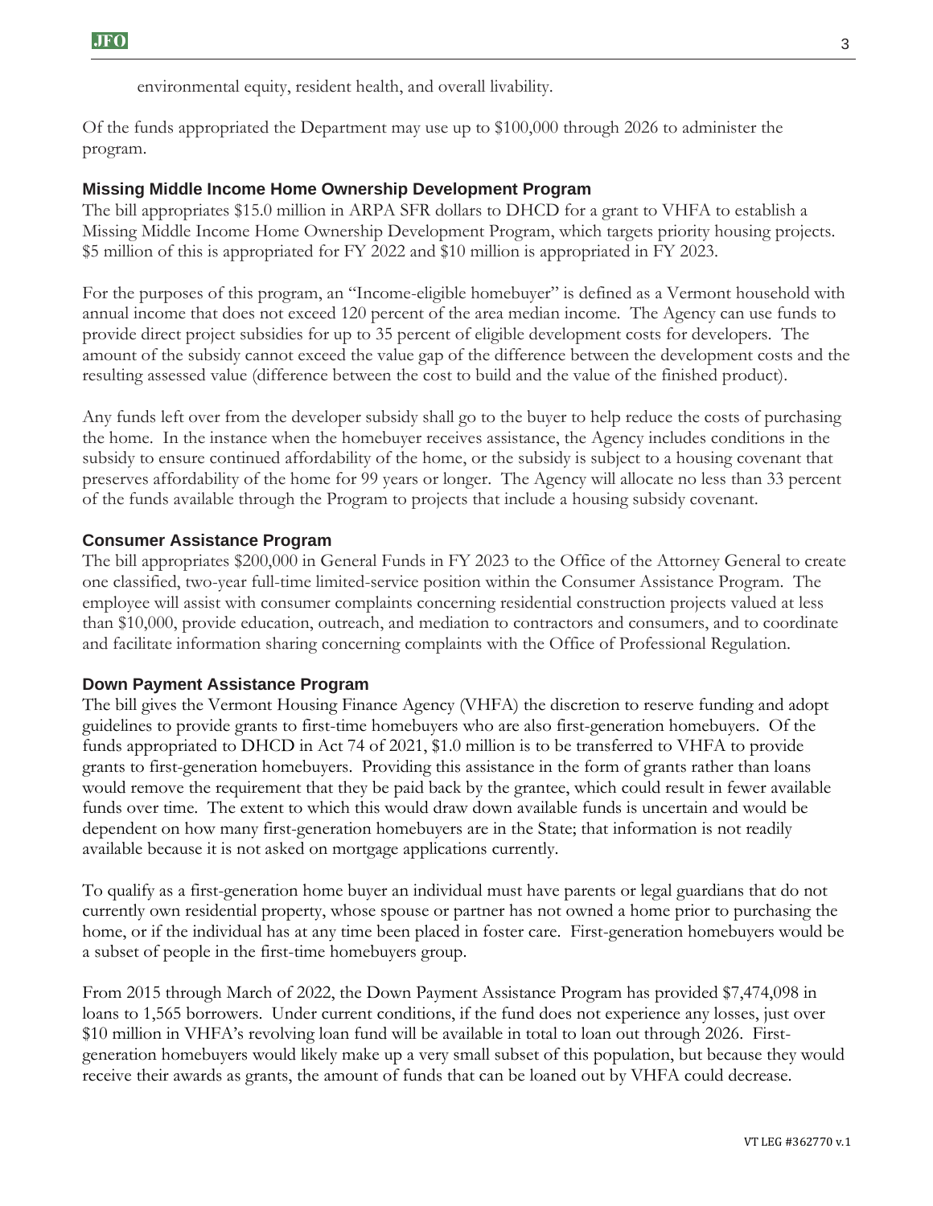environmental equity, resident health, and overall livability.

Of the funds appropriated the Department may use up to $100,000 through 2026 to administer the program.

### Missing Middle Income Home Ownership Development Program

The bill appropriates $15.0 million in ARPA SFR dollars to DHCD for a grant to VHFA to establish a Missing Middle Income Home Ownership Development Program, which targets priority housing projects. $5 million of this is appropriated for FY 2022 and $10 million is appropriated in FY 2023.

For the purposes of this program, an "Income-eligible homebuyer" is defined as a Vermont household with annual income that does not exceed 120 percent of the area median income. The Agency can use funds to provide direct project subsidies for up to 35 percent of eligible development costs for developers. The amount of the subsidy cannot exceed the value gap of the difference between the development costs and the resulting assessed value (difference between the cost to build and the value of the finished product).

Any funds left over from the developer subsidy shall go to the buyer to help reduce the costs of purchasing the home. In the instance when the homebuyer receives assistance, the Agency includes conditions in the subsidy to ensure continued affordability of the home, or the subsidy is subject to a housing covenant that preserves affordability of the home for 99 years or longer. The Agency will allocate no less than 33 percent of the funds available through the Program to projects that include a housing subsidy covenant.

### Consumer Assistance Program

The bill appropriates $200,000 in General Funds in FY 2023 to the Office of the Attorney General to create one classified, two-year full-time limited-service position within the Consumer Assistance Program. The employee will assist with consumer complaints concerning residential construction projects valued at less than $10,000, provide education, outreach, and mediation to contractors and consumers, and to coordinate and facilitate information sharing concerning complaints with the Office of Professional Regulation.

### Down Payment Assistance Program

The bill gives the Vermont Housing Finance Agency (VHFA) the discretion to reserve funding and adopt guidelines to provide grants to first-time homebuyers who are also first-generation homebuyers. Of the funds appropriated to DHCD in Act 74 of 2021, $1.0 million is to be transferred to VHFA to provide grants to first-generation homebuyers. Providing this assistance in the form of grants rather than loans would remove the requirement that they be paid back by the grantee, which could result in fewer available funds over time. The extent to which this would draw down available funds is uncertain and would be dependent on how many first-generation homebuyers are in the State; that information is not readily available because it is not asked on mortgage applications currently.

To qualify as a first-generation home buyer an individual must have parents or legal guardians that do not currently own residential property, whose spouse or partner has not owned a home prior to purchasing the home, or if the individual has at any time been placed in foster care. First-generation homebuyers would be a subset of people in the first-time homebuyers group.

From 2015 through March of 2022, the Down Payment Assistance Program has provided $7,474,098 in loans to 1,565 borrowers. Under current conditions, if the fund does not experience any losses, just over $10 million in VHFA's revolving loan fund will be available in total to loan out through 2026. First-generation homebuyers would likely make up a very small subset of this population, but because they would receive their awards as grants, the amount of funds that can be loaned out by VHFA could decrease.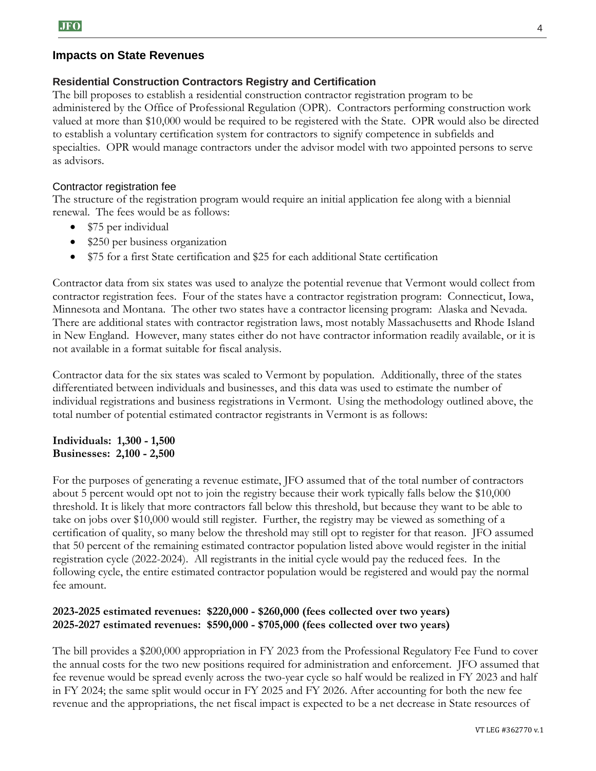## Impacts on State Revenues

### Residential Construction Contractors Registry and Certification

The bill proposes to establish a residential construction contractor registration program to be administered by the Office of Professional Regulation (OPR). Contractors performing construction work valued at more than $10,000 would be required to be registered with the State. OPR would also be directed to establish a voluntary certification system for contractors to signify competence in subfields and specialties. OPR would manage contractors under the advisor model with two appointed persons to serve as advisors.

#### Contractor registration fee

The structure of the registration program would require an initial application fee along with a biennial renewal. The fees would be as follows:

- $75 per individual
- $250 per business organization
- $75 for a first State certification and $25 for each additional State certification

Contractor data from six states was used to analyze the potential revenue that Vermont would collect from contractor registration fees. Four of the states have a contractor registration program: Connecticut, Iowa, Minnesota and Montana. The other two states have a contractor licensing program: Alaska and Nevada. There are additional states with contractor registration laws, most notably Massachusetts and Rhode Island in New England. However, many states either do not have contractor information readily available, or it is not available in a format suitable for fiscal analysis.

Contractor data for the six states was scaled to Vermont by population. Additionally, three of the states differentiated between individuals and businesses, and this data was used to estimate the number of individual registrations and business registrations in Vermont. Using the methodology outlined above, the total number of potential estimated contractor registrants in Vermont is as follows:

**Individuals: 1,300 - 1,500**
**Businesses: 2,100 - 2,500**

For the purposes of generating a revenue estimate, JFO assumed that of the total number of contractors about 5 percent would opt not to join the registry because their work typically falls below the $10,000 threshold. It is likely that more contractors fall below this threshold, but because they want to be able to take on jobs over $10,000 would still register. Further, the registry may be viewed as something of a certification of quality, so many below the threshold may still opt to register for that reason. JFO assumed that 50 percent of the remaining estimated contractor population listed above would register in the initial registration cycle (2022-2024). All registrants in the initial cycle would pay the reduced fees. In the following cycle, the entire estimated contractor population would be registered and would pay the normal fee amount.

**2023-2025 estimated revenues: $220,000 - $260,000 (fees collected over two years)**
**2025-2027 estimated revenues: $590,000 - $705,000 (fees collected over two years)**

The bill provides a $200,000 appropriation in FY 2023 from the Professional Regulatory Fee Fund to cover the annual costs for the two new positions required for administration and enforcement. JFO assumed that fee revenue would be spread evenly across the two-year cycle so half would be realized in FY 2023 and half in FY 2024; the same split would occur in FY 2025 and FY 2026. After accounting for both the new fee revenue and the appropriations, the net fiscal impact is expected to be a net decrease in State resources of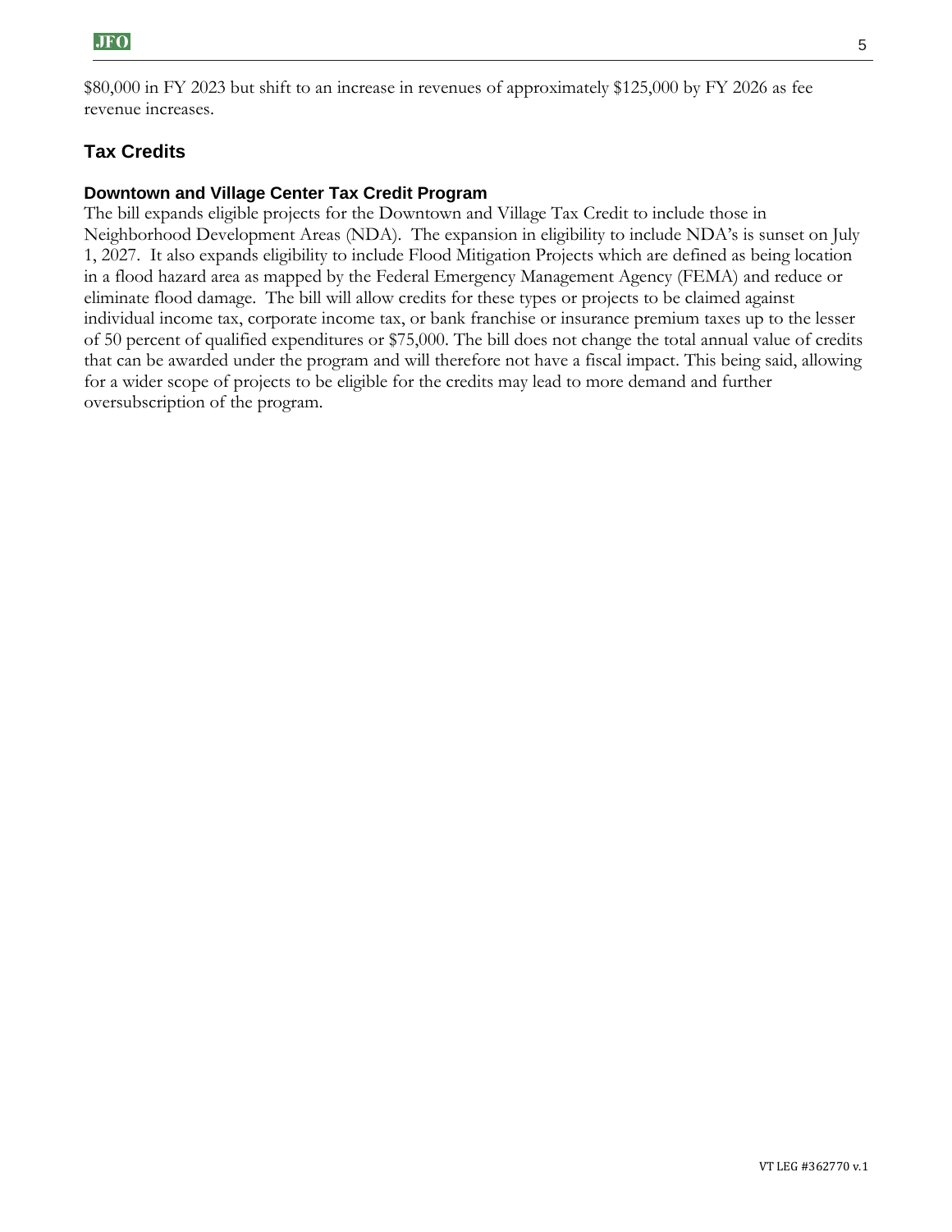$80,000 in FY 2023 but shift to an increase in revenues of approximately $125,000 by FY 2026 as fee revenue increases.

## Tax Credits

### Downtown and Village Center Tax Credit Program

The bill expands eligible projects for the Downtown and Village Tax Credit to include those in Neighborhood Development Areas (NDA). The expansion in eligibility to include NDA's is sunset on July 1, 2027. It also expands eligibility to include Flood Mitigation Projects which are defined as being location in a flood hazard area as mapped by the Federal Emergency Management Agency (FEMA) and reduce or eliminate flood damage. The bill will allow credits for these types or projects to be claimed against individual income tax, corporate income tax, or bank franchise or insurance premium taxes up to the lesser of 50 percent of qualified expenditures or $75,000. The bill does not change the total annual value of credits that can be awarded under the program and will therefore not have a fiscal impact. This being said, allowing for a wider scope of projects to be eligible for the credits may lead to more demand and further oversubscription of the program.